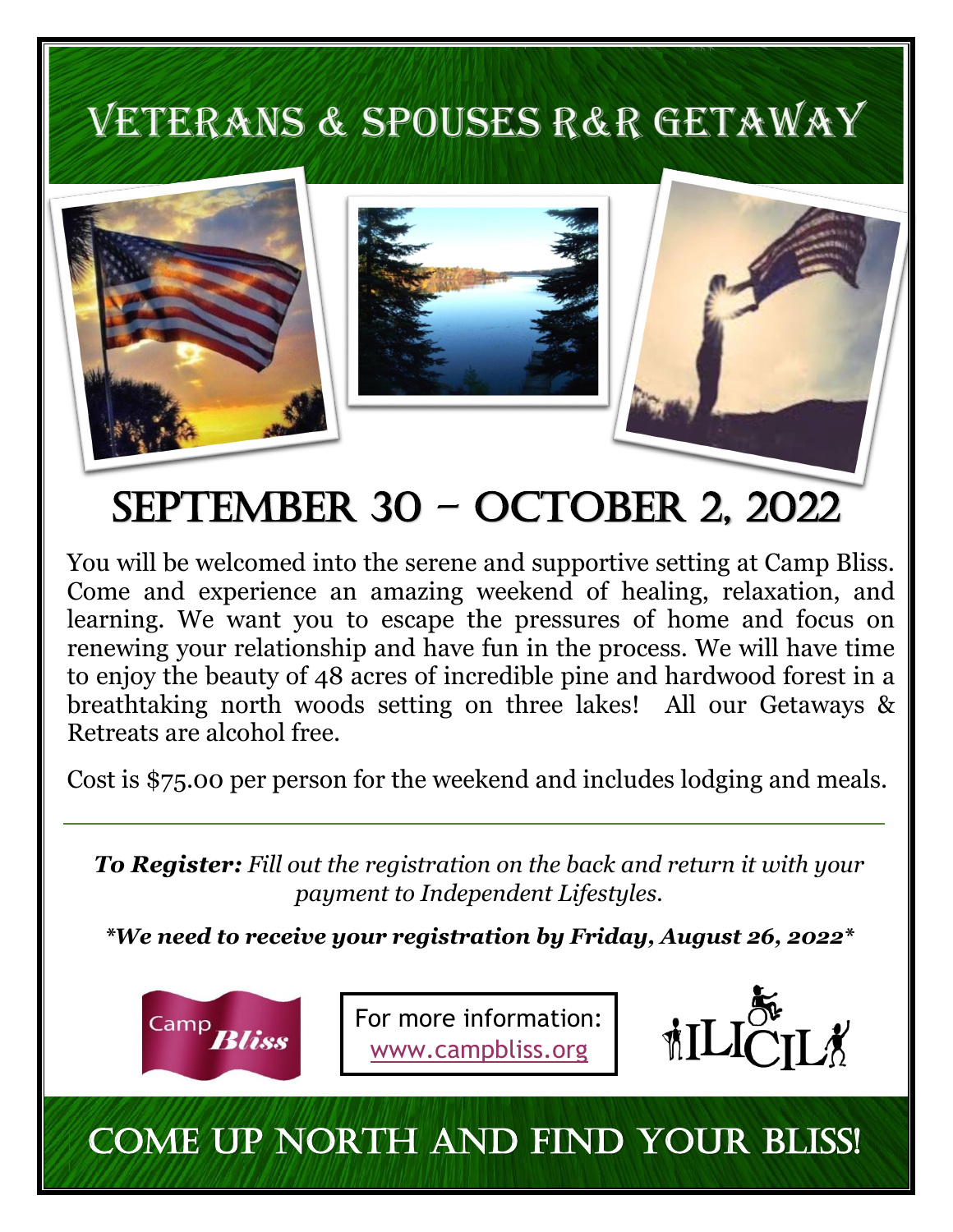# VETERANS & SPOUSES R&R GETAWAY

## SEPTEMBER 30 – OCTOBER 2, 2022

You will be welcomed into the serene and supportive setting at Camp Bliss. Come and experience an amazing weekend of healing, relaxation, and learning. We want you to escape the pressures of home and focus on renewing your relationship and have fun in the process. We will have time to enjoy the beauty of 48 acres of incredible pine and hardwood forest in a breathtaking north woods setting on three lakes! All our Getaways & Retreats are alcohol free.

Cost is $75.00 per person for the weekend and includes lodging and meals.

---

***To Register:*** *Fill out the registration on the back and return it with your payment to Independent Lifestyles.*

***\*We need to receive your registration by Friday, August 26, 2022\****

Camp Bliss

For more information:
www.campbliss.org

ILICIL

## COME UP NORTH AND FIND YOUR BLISS!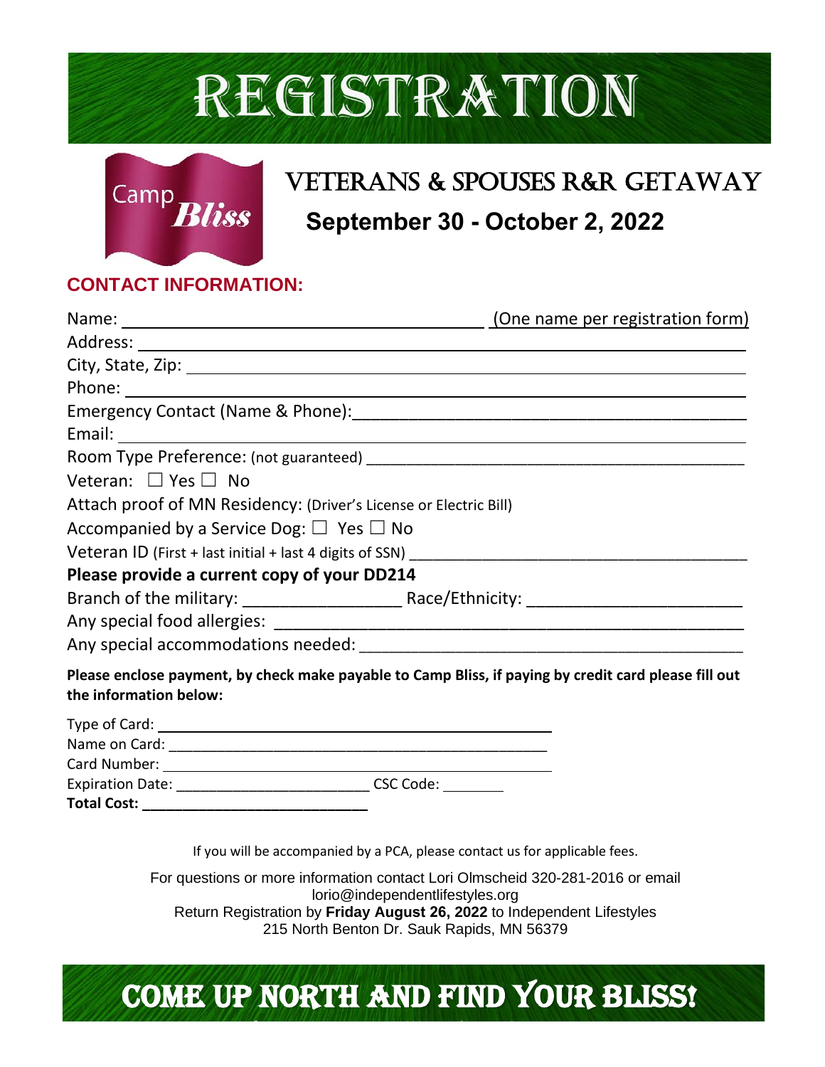# REGISTRATION

Camp *Bliss*

## VETERANS & SPOUSES R&R GETAWAY

**September 30 - October 2, 2022**

### CONTACT INFORMATION:

Name: ________________________________________ (One name per registration form)

Address: ________________________________________

City, State, Zip: ________________________________________

Phone: ________________________________________

Emergency Contact (Name & Phone): ________________________________________

Email: ________________________________________

Room Type Preference: (not guaranteed) ________________________________________

Veteran: ☐ Yes ☐ No

Attach proof of MN Residency: (Driver's License or Electric Bill)

Accompanied by a Service Dog: ☐ Yes ☐ No

Veteran ID (First + last initial + last 4 digits of SSN) ________________________________________

**Please provide a current copy of your DD214**

Branch of the military: _________________ Race/Ethnicity: _______________________

Any special food allergies: ________________________________________

Any special accommodations needed: ________________________________________

**Please enclose payment, by check make payable to Camp Bliss, if paying by credit card please fill out the information below:**

Type of Card: ________________________________________

Name on Card: ________________________________________

Card Number: ________________________________________

Expiration Date: _______________________ CSC Code: ________

**Total Cost: ___________________________**

If you will be accompanied by a PCA, please contact us for applicable fees.

For questions or more information contact Lori Olmscheid 320-281-2016 or email lorio@independentlifestyles.org
Return Registration by **Friday August 26, 2022** to Independent Lifestyles
215 North Benton Dr. Sauk Rapids, MN 56379

## COME UP NORTH AND FIND YOUR BLISS!